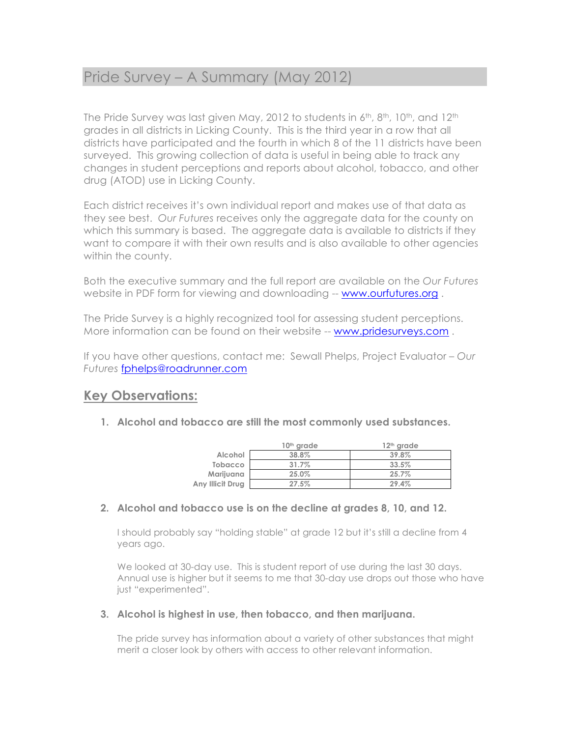# Pride Survey – A Summary (May 2012)

The Pride Survey was last given May, 2012 to students in 6th, 8th, 10th, and 12th grades in all districts in Licking County. This is the third year in a row that all districts have participated and the fourth in which 8 of the 11 districts have been surveyed. This growing collection of data is useful in being able to track any changes in student perceptions and reports about alcohol, tobacco, and other drug (ATOD) use in Licking County.

Each district receives it's own individual report and makes use of that data as they see best. *Our Futures* receives only the aggregate data for the county on which this summary is based. The aggregate data is available to districts if they want to compare it with their own results and is also available to other agencies within the county.

Both the executive summary and the full report are available on the *Our Futures* website in PDF form for viewing and downloading -- www.ourfutures.org .

The Pride Survey is a highly recognized tool for assessing student perceptions. More information can be found on their website -- www.pridesurveys.com .

If you have other questions, contact me: Sewall Phelps, Project Evaluator – *Our Futures* fphelps@roadrunner.com

## Key Observations:

1. **Alcohol and tobacco are still the most commonly used substances.**

| | 10th grade | 12th grade |
|---|---|---|
| Alcohol | 38.8% | 39.8% |
| Tobacco | 31.7% | 33.5% |
| Marijuana | 25.0% | 25.7% |
| Any Illicit Drug | 27.5% | 29.4% |

2. **Alcohol and tobacco use is on the decline at grades 8, 10, and 12.**

   I should probably say "holding stable" at grade 12 but it's still a decline from 4 years ago.

   We looked at 30-day use. This is student report of use during the last 30 days. Annual use is higher but it seems to me that 30-day use drops out those who have just "experimented".

3. **Alcohol is highest in use, then tobacco, and then marijuana.**

   The pride survey has information about a variety of other substances that might merit a closer look by others with access to other relevant information.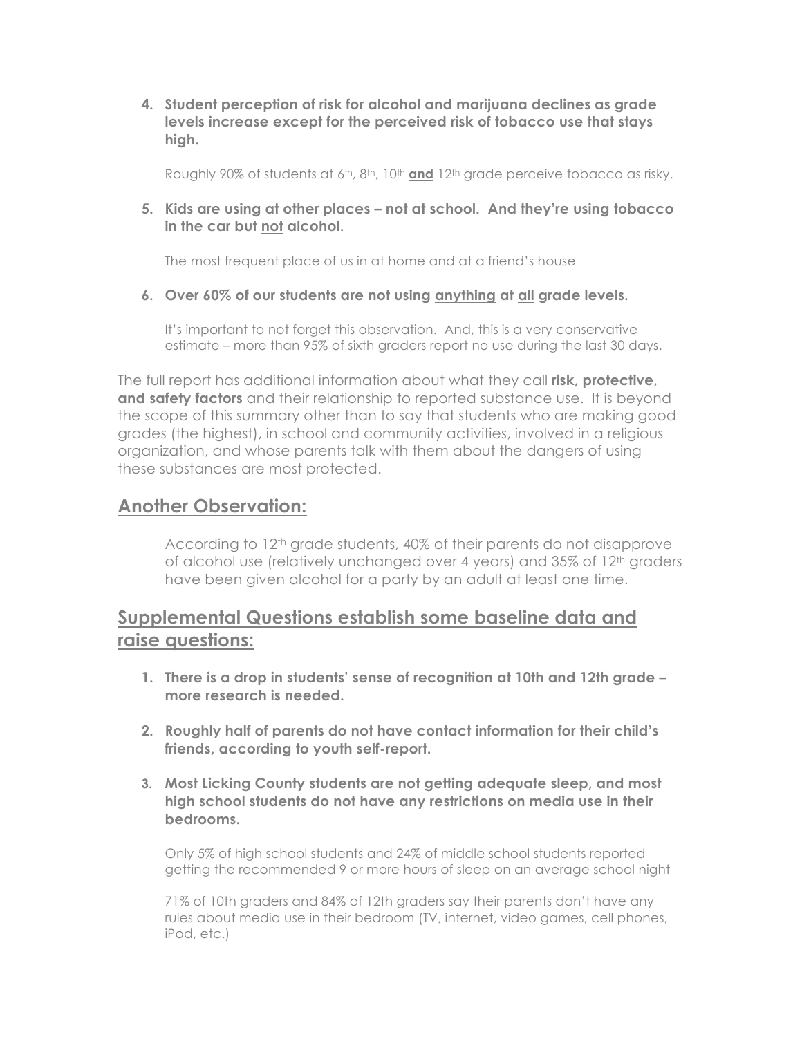4. **Student perception of risk for alcohol and marijuana declines as grade levels increase except for the perceived risk of tobacco use that stays high.**

   Roughly 90% of students at 6th, 8th, 10th **and** 12th grade perceive tobacco as risky.

5. **Kids are using at other places – not at school. And they're using tobacco in the car but not alcohol.**

   The most frequent place of us in at home and at a friend's house

6. **Over 60% of our students are not using anything at all grade levels.**

   It's important to not forget this observation. And, this is a very conservative estimate – more than 95% of sixth graders report no use during the last 30 days.

The full report has additional information about what they call **risk, protective, and safety factors** and their relationship to reported substance use. It is beyond the scope of this summary other than to say that students who are making good grades (the highest), in school and community activities, involved in a religious organization, and whose parents talk with them about the dangers of using these substances are most protected.

## Another Observation:

According to 12th grade students, 40% of their parents do not disapprove of alcohol use (relatively unchanged over 4 years) and 35% of 12th graders have been given alcohol for a party by an adult at least one time.

## Supplemental Questions establish some baseline data and raise questions:

1. **There is a drop in students' sense of recognition at 10th and 12th grade – more research is needed.**

2. **Roughly half of parents do not have contact information for their child's friends, according to youth self-report.**

3. **Most Licking County students are not getting adequate sleep, and most high school students do not have any restrictions on media use in their bedrooms.**

   Only 5% of high school students and 24% of middle school students reported getting the recommended 9 or more hours of sleep on an average school night

   71% of 10th graders and 84% of 12th graders say their parents don't have any rules about media use in their bedroom (TV, internet, video games, cell phones, iPod, etc.)